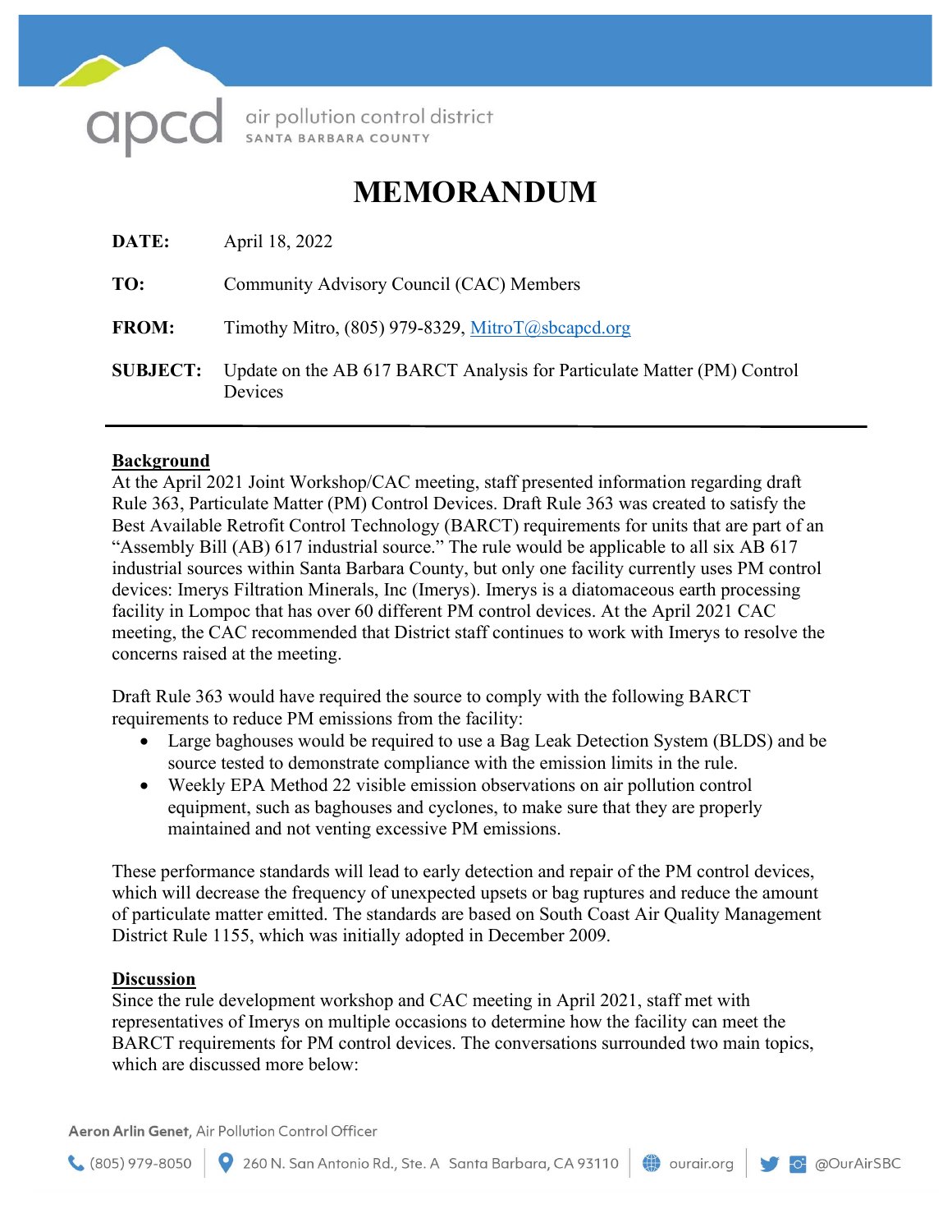apcd air pollution control district
SANTA BARBARA COUNTY

# MEMORANDUM

**DATE:** April 18, 2022

**TO:** Community Advisory Council (CAC) Members

**FROM:** Timothy Mitro, (805) 979-8329, MitroT@sbcapcd.org

**SUBJECT:** Update on the AB 617 BARCT Analysis for Particulate Matter (PM) Control Devices

---

## Background

At the April 2021 Joint Workshop/CAC meeting, staff presented information regarding draft Rule 363, Particulate Matter (PM) Control Devices. Draft Rule 363 was created to satisfy the Best Available Retrofit Control Technology (BARCT) requirements for units that are part of an "Assembly Bill (AB) 617 industrial source." The rule would be applicable to all six AB 617 industrial sources within Santa Barbara County, but only one facility currently uses PM control devices: Imerys Filtration Minerals, Inc (Imerys). Imerys is a diatomaceous earth processing facility in Lompoc that has over 60 different PM control devices. At the April 2021 CAC meeting, the CAC recommended that District staff continues to work with Imerys to resolve the concerns raised at the meeting.

Draft Rule 363 would have required the source to comply with the following BARCT requirements to reduce PM emissions from the facility:

- Large baghouses would be required to use a Bag Leak Detection System (BLDS) and be source tested to demonstrate compliance with the emission limits in the rule.
- Weekly EPA Method 22 visible emission observations on air pollution control equipment, such as baghouses and cyclones, to make sure that they are properly maintained and not venting excessive PM emissions.

These performance standards will lead to early detection and repair of the PM control devices, which will decrease the frequency of unexpected upsets or bag ruptures and reduce the amount of particulate matter emitted. The standards are based on South Coast Air Quality Management District Rule 1155, which was initially adopted in December 2009.

## Discussion

Since the rule development workshop and CAC meeting in April 2021, staff met with representatives of Imerys on multiple occasions to determine how the facility can meet the BARCT requirements for PM control devices. The conversations surrounded two main topics, which are discussed more below: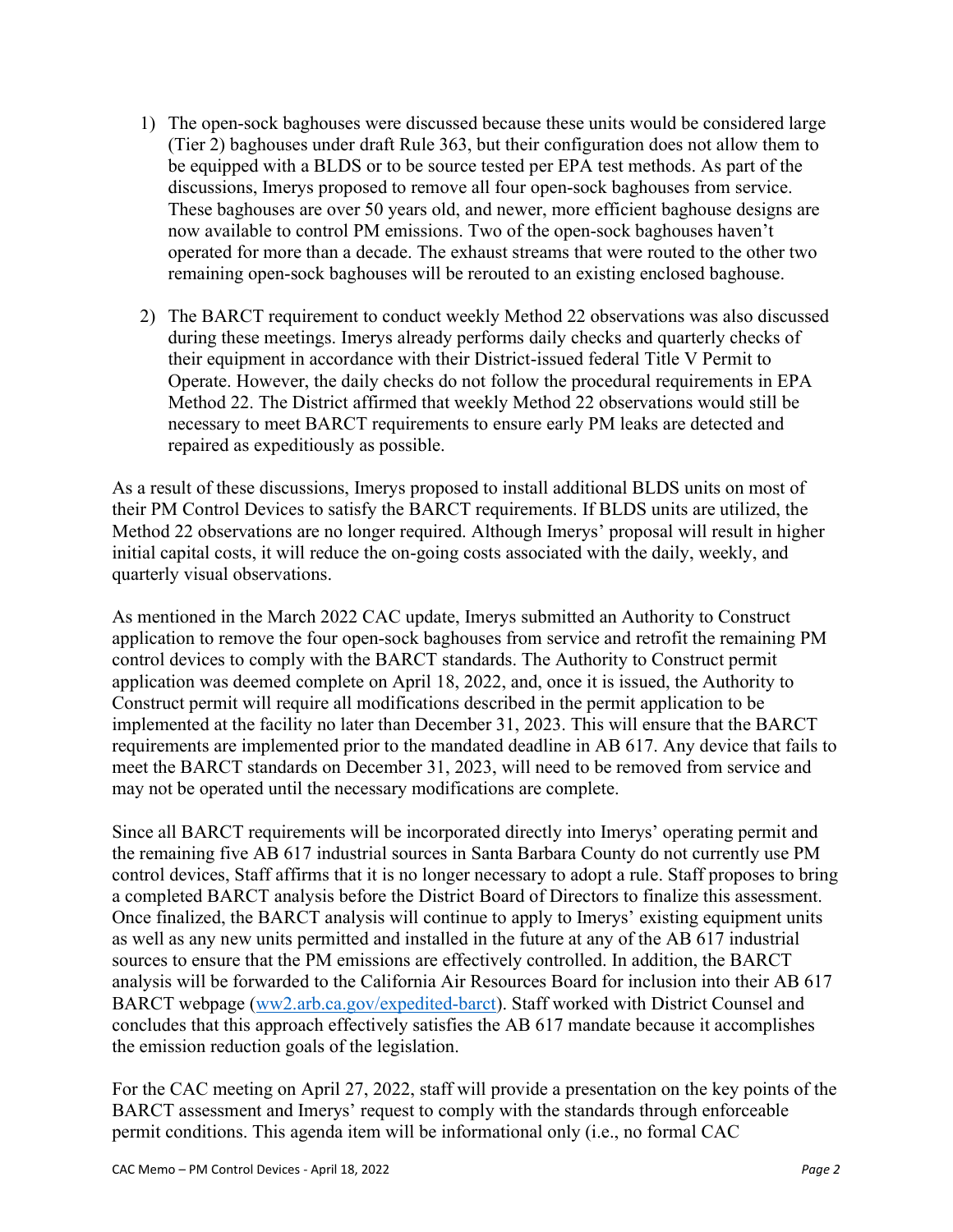1) The open-sock baghouses were discussed because these units would be considered large (Tier 2) baghouses under draft Rule 363, but their configuration does not allow them to be equipped with a BLDS or to be source tested per EPA test methods. As part of the discussions, Imerys proposed to remove all four open-sock baghouses from service. These baghouses are over 50 years old, and newer, more efficient baghouse designs are now available to control PM emissions. Two of the open-sock baghouses haven't operated for more than a decade. The exhaust streams that were routed to the other two remaining open-sock baghouses will be rerouted to an existing enclosed baghouse.

2) The BARCT requirement to conduct weekly Method 22 observations was also discussed during these meetings. Imerys already performs daily checks and quarterly checks of their equipment in accordance with their District-issued federal Title V Permit to Operate. However, the daily checks do not follow the procedural requirements in EPA Method 22. The District affirmed that weekly Method 22 observations would still be necessary to meet BARCT requirements to ensure early PM leaks are detected and repaired as expeditiously as possible.

As a result of these discussions, Imerys proposed to install additional BLDS units on most of their PM Control Devices to satisfy the BARCT requirements. If BLDS units are utilized, the Method 22 observations are no longer required. Although Imerys' proposal will result in higher initial capital costs, it will reduce the on-going costs associated with the daily, weekly, and quarterly visual observations.

As mentioned in the March 2022 CAC update, Imerys submitted an Authority to Construct application to remove the four open-sock baghouses from service and retrofit the remaining PM control devices to comply with the BARCT standards. The Authority to Construct permit application was deemed complete on April 18, 2022, and, once it is issued, the Authority to Construct permit will require all modifications described in the permit application to be implemented at the facility no later than December 31, 2023. This will ensure that the BARCT requirements are implemented prior to the mandated deadline in AB 617. Any device that fails to meet the BARCT standards on December 31, 2023, will need to be removed from service and may not be operated until the necessary modifications are complete.

Since all BARCT requirements will be incorporated directly into Imerys' operating permit and the remaining five AB 617 industrial sources in Santa Barbara County do not currently use PM control devices, Staff affirms that it is no longer necessary to adopt a rule. Staff proposes to bring a completed BARCT analysis before the District Board of Directors to finalize this assessment. Once finalized, the BARCT analysis will continue to apply to Imerys' existing equipment units as well as any new units permitted and installed in the future at any of the AB 617 industrial sources to ensure that the PM emissions are effectively controlled. In addition, the BARCT analysis will be forwarded to the California Air Resources Board for inclusion into their AB 617 BARCT webpage ([ww2.arb.ca.gov/expedited-barct](ww2.arb.ca.gov/expedited-barct)). Staff worked with District Counsel and concludes that this approach effectively satisfies the AB 617 mandate because it accomplishes the emission reduction goals of the legislation.

For the CAC meeting on April 27, 2022, staff will provide a presentation on the key points of the BARCT assessment and Imerys' request to comply with the standards through enforceable permit conditions. This agenda item will be informational only (i.e., no formal CAC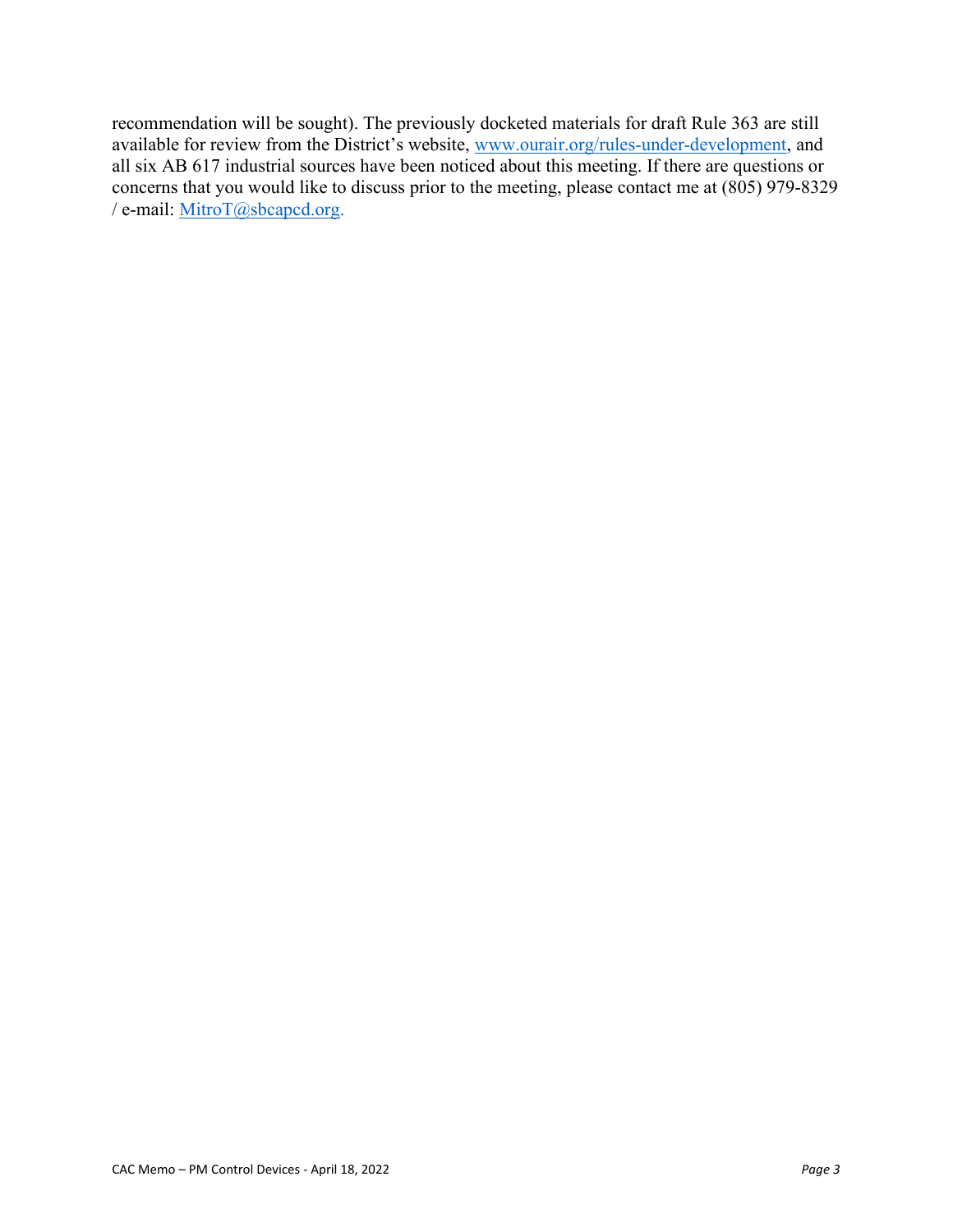recommendation will be sought). The previously docketed materials for draft Rule 363 are still available for review from the District's website, [www.ourair.org/rules-under-development](www.ourair.org/rules-under-development), and all six AB 617 industrial sources have been noticed about this meeting. If there are questions or concerns that you would like to discuss prior to the meeting, please contact me at (805) 979-8329 / e-mail: [MitroT@sbcapcd.org](mailto:MitroT@sbcapcd.org).